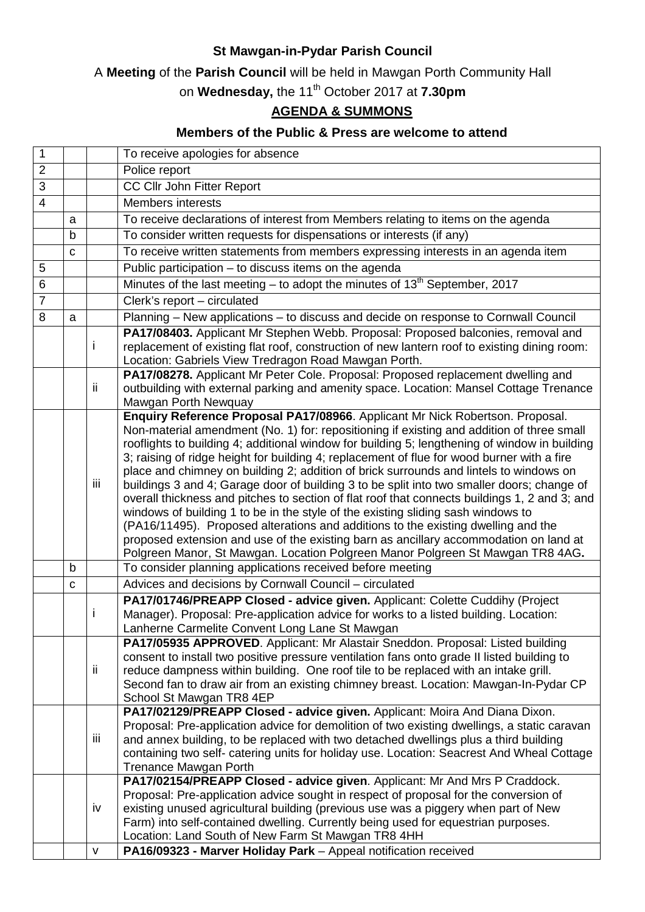# St Mawgan-in-Pydar Parish Council

A **Meeting** of the **Parish Council** will be held in Mawgan Porth Community Hall

on **Wednesday,** the 11th October 2017 at **7.30pm**

## AGENDA & SUMMONS

### Members of the Public & Press are welcome to attend

| | | | |
|---|---|---|---|
| 1 | | | To receive apologies for absence |
| 2 | | | Police report |
| 3 | | | CC Cllr John Fitter Report |
| 4 | | | Members interests |
| | a | | To receive declarations of interest from Members relating to items on the agenda |
| | b | | To consider written requests for dispensations or interests (if any) |
| | c | | To receive written statements from members expressing interests in an agenda item |
| 5 | | | Public participation – to discuss items on the agenda |
| 6 | | | Minutes of the last meeting – to adopt the minutes of 13th September, 2017 |
| 7 | | | Clerk's report – circulated |
| 8 | a | | Planning – New applications – to discuss and decide on response to Cornwall Council |
| | | i | **PA17/08403.** Applicant Mr Stephen Webb. Proposal: Proposed balconies, removal and replacement of existing flat roof, construction of new lantern roof to existing dining room: Location: Gabriels View Tredragon Road Mawgan Porth. |
| | | ii | **PA17/08278.** Applicant Mr Peter Cole. Proposal: Proposed replacement dwelling and outbuilding with external parking and amenity space. Location: Mansel Cottage Trenance Mawgan Porth Newquay |
| | | iii | **Enquiry Reference Proposal PA17/08966**. Applicant Mr Nick Robertson. Proposal. Non-material amendment (No. 1) for: repositioning if existing and addition of three small rooflights to building 4; additional window for building 5; lengthening of window in building 3; raising of ridge height for building 4; replacement of flue for wood burner with a fire place and chimney on building 2; addition of brick surrounds and lintels to windows on buildings 3 and 4; Garage door of building 3 to be split into two smaller doors; change of overall thickness and pitches to section of flat roof that connects buildings 1, 2 and 3; and windows of building 1 to be in the style of the existing sliding sash windows to (PA16/11495). Proposed alterations and additions to the existing dwelling and the proposed extension and use of the existing barn as ancillary accommodation on land at Polgreen Manor, St Mawgan. Location Polgreen Manor Polgreen St Mawgan TR8 4AG**.** |
| | b | | To consider planning applications received before meeting |
| | c | | Advices and decisions by Cornwall Council – circulated |
| | | i | **PA17/01746/PREAPP Closed - advice given.** Applicant: Colette Cuddihy (Project Manager). Proposal: Pre-application advice for works to a listed building. Location: Lanherne Carmelite Convent Long Lane St Mawgan |
| | | ii | **PA17/05935 APPROVED**. Applicant: Mr Alastair Sneddon. Proposal: Listed building consent to install two positive pressure ventilation fans onto grade II listed building to reduce dampness within building. One roof tile to be replaced with an intake grill. Second fan to draw air from an existing chimney breast. Location: Mawgan-In-Pydar CP School St Mawgan TR8 4EP |
| | | iii | **PA17/02129/PREAPP Closed - advice given.** Applicant: Moira And Diana Dixon. Proposal: Pre-application advice for demolition of two existing dwellings, a static caravan and annex building, to be replaced with two detached dwellings plus a third building containing two self- catering units for holiday use. Location: Seacrest And Wheal Cottage Trenance Mawgan Porth |
| | | iv | **PA17/02154/PREAPP Closed - advice given**. Applicant: Mr And Mrs P Craddock. Proposal: Pre-application advice sought in respect of proposal for the conversion of existing unused agricultural building (previous use was a piggery when part of New Farm) into self-contained dwelling. Currently being used for equestrian purposes. Location: Land South of New Farm St Mawgan TR8 4HH |
| | | v | **PA16/09323 - Marver Holiday Park** – Appeal notification received |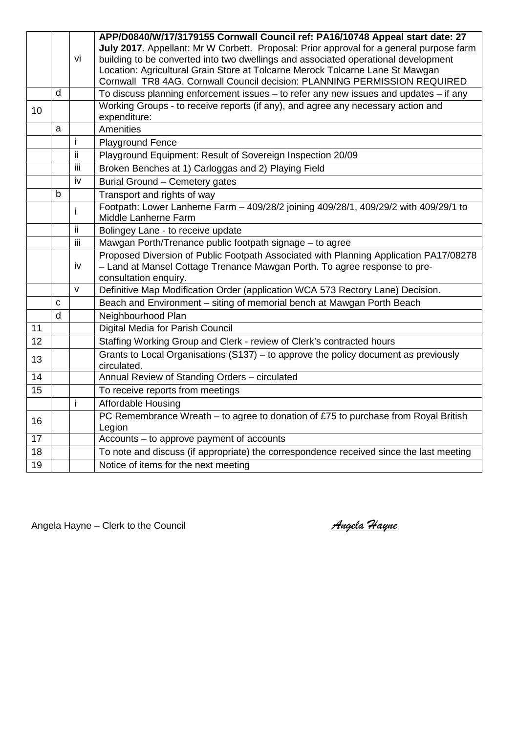| | | | |
|---|---|---|---|
| | | vi | **APP/D0840/W/17/3179155 Cornwall Council ref: PA16/10748 Appeal start date: 27 July 2017.** Appellant: Mr W Corbett. Proposal: Prior approval for a general purpose farm building to be converted into two dwellings and associated operational development Location: Agricultural Grain Store at Tolcarne Merock Tolcarne Lane St Mawgan Cornwall TR8 4AG. Cornwall Council decision: PLANNING PERMISSION REQUIRED |
| | d | | To discuss planning enforcement issues – to refer any new issues and updates – if any |
| 10 | | | Working Groups - to receive reports (if any), and agree any necessary action and expenditure: |
| | a | | Amenities |
| | | i | Playground Fence |
| | | ii | Playground Equipment: Result of Sovereign Inspection 20/09 |
| | | iii | Broken Benches at 1) Carloggas and 2) Playing Field |
| | | iv | Burial Ground – Cemetery gates |
| | b | | Transport and rights of way |
| | | i | Footpath: Lower Lanherne Farm – 409/28/2 joining 409/28/1, 409/29/2 with 409/29/1 to Middle Lanherne Farm |
| | | ii | Bolingey Lane - to receive update |
| | | iii | Mawgan Porth/Trenance public footpath signage – to agree |
| | | iv | Proposed Diversion of Public Footpath Associated with Planning Application PA17/08278 – Land at Mansel Cottage Trenance Mawgan Porth. To agree response to pre-consultation enquiry. |
| | | v | Definitive Map Modification Order (application WCA 573 Rectory Lane) Decision. |
| | c | | Beach and Environment – siting of memorial bench at Mawgan Porth Beach |
| | d | | Neighbourhood Plan |
| 11 | | | Digital Media for Parish Council |
| 12 | | | Staffing Working Group and Clerk - review of Clerk's contracted hours |
| 13 | | | Grants to Local Organisations (S137) – to approve the policy document as previously circulated. |
| 14 | | | Annual Review of Standing Orders – circulated |
| 15 | | | To receive reports from meetings |
| | | i | Affordable Housing |
| 16 | | | PC Remembrance Wreath – to agree to donation of £75 to purchase from Royal British Legion |
| 17 | | | Accounts – to approve payment of accounts |
| 18 | | | To note and discuss (if appropriate) the correspondence received since the last meeting |
| 19 | | | Notice of items for the next meeting |

Angela Hayne – Clerk to the Council *Angela Hayne*